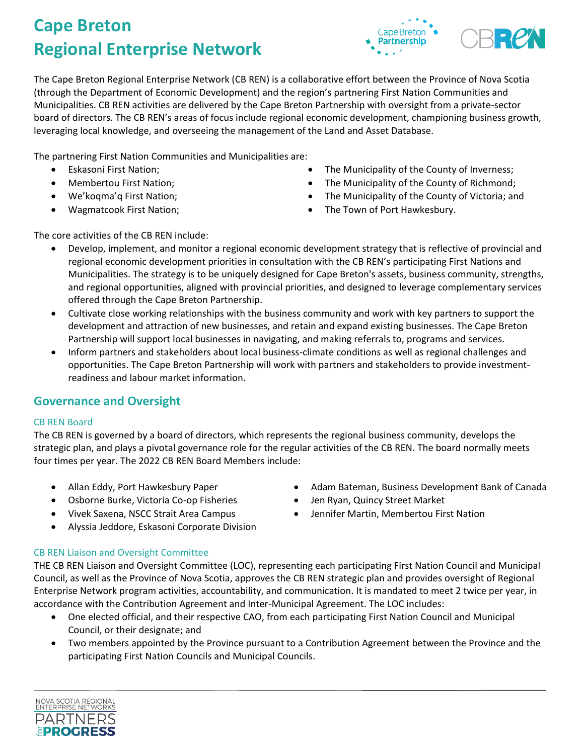# Cape Breton Regional Enterprise Network

The Cape Breton Regional Enterprise Network (CB REN) is a collaborative effort between the Province of Nova Scotia (through the Department of Economic Development) and the region's partnering First Nation Communities and Municipalities. CB REN activities are delivered by the Cape Breton Partnership with oversight from a private-sector board of directors. The CB REN's areas of focus include regional economic development, championing business growth, leveraging local knowledge, and overseeing the management of the Land and Asset Database.

The partnering First Nation Communities and Municipalities are:

- Eskasoni First Nation;
- Membertou First Nation;
- We'koqma'q First Nation;
- Wagmatcook First Nation;
- The Municipality of the County of Inverness;
- The Municipality of the County of Richmond;
- The Municipality of the County of Victoria; and
- The Town of Port Hawkesbury.

The core activities of the CB REN include:

- Develop, implement, and monitor a regional economic development strategy that is reflective of provincial and regional economic development priorities in consultation with the CB REN's participating First Nations and Municipalities. The strategy is to be uniquely designed for Cape Breton's assets, business community, strengths, and regional opportunities, aligned with provincial priorities, and designed to leverage complementary services offered through the Cape Breton Partnership.
- Cultivate close working relationships with the business community and work with key partners to support the development and attraction of new businesses, and retain and expand existing businesses. The Cape Breton Partnership will support local businesses in navigating, and making referrals to, programs and services.
- Inform partners and stakeholders about local business-climate conditions as well as regional challenges and opportunities. The Cape Breton Partnership will work with partners and stakeholders to provide investment-readiness and labour market information.

## Governance and Oversight

### CB REN Board

The CB REN is governed by a board of directors, which represents the regional business community, develops the strategic plan, and plays a pivotal governance role for the regular activities of the CB REN. The board normally meets four times per year. The 2022 CB REN Board Members include:

- Allan Eddy, Port Hawkesbury Paper
- Osborne Burke, Victoria Co-op Fisheries
- Vivek Saxena, NSCC Strait Area Campus
- Alyssia Jeddore, Eskasoni Corporate Division
- Adam Bateman, Business Development Bank of Canada
- Jen Ryan, Quincy Street Market
- Jennifer Martin, Membertou First Nation

### CB REN Liaison and Oversight Committee

THE CB REN Liaison and Oversight Committee (LOC), representing each participating First Nation Council and Municipal Council, as well as the Province of Nova Scotia, approves the CB REN strategic plan and provides oversight of Regional Enterprise Network program activities, accountability, and communication. It is mandated to meet 2 twice per year, in accordance with the Contribution Agreement and Inter-Municipal Agreement. The LOC includes:

- One elected official, and their respective CAO, from each participating First Nation Council and Municipal Council, or their designate; and
- Two members appointed by the Province pursuant to a Contribution Agreement between the Province and the participating First Nation Councils and Municipal Councils.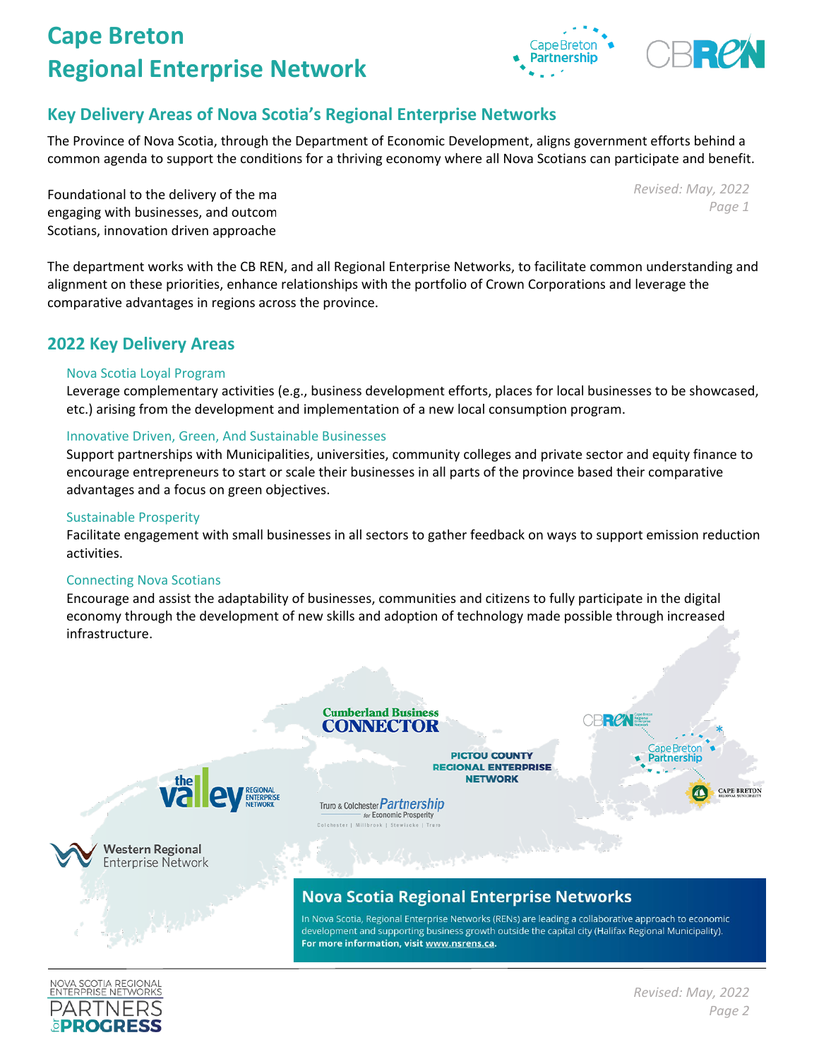# Cape Breton Regional Enterprise Network

## Key Delivery Areas of Nova Scotia's Regional Enterprise Networks

The Province of Nova Scotia, through the Department of Economic Development, aligns government efforts behind a common agenda to support the conditions for a thriving economy where all Nova Scotians can participate and benefit.

Foundational to the delivery of the ma
engaging with businesses, and outcom
Scotians, innovation driven approache

The department works with the CB REN, and all Regional Enterprise Networks, to facilitate common understanding and alignment on these priorities, enhance relationships with the portfolio of Crown Corporations and leverage the comparative advantages in regions across the province.

## 2022 Key Delivery Areas

### Nova Scotia Loyal Program

Leverage complementary activities (e.g., business development efforts, places for local businesses to be showcased, etc.) arising from the development and implementation of a new local consumption program.

### Innovative Driven, Green, And Sustainable Businesses

Support partnerships with Municipalities, universities, community colleges and private sector and equity finance to encourage entrepreneurs to start or scale their businesses in all parts of the province based their comparative advantages and a focus on green objectives.

### Sustainable Prosperity

Facilitate engagement with small businesses in all sectors to gather feedback on ways to support emission reduction activities.

### Connecting Nova Scotians

Encourage and assist the adaptability of businesses, communities and citizens to fully participate in the digital economy through the development of new skills and adoption of technology made possible through increased infrastructure.

Cumberland Business CONNECTOR

PICTOU COUNTY REGIONAL ENTERPRISE NETWORK

CBREN

Cape Breton Partnership

CAPE BRETON REGIONAL MUNICIPALITY

the valley REGIONAL ENTERPRISE NETWORK

Truro & Colchester Partnership for Economic Prosperity

Colchester | Millbrook | Stewiacke | Truro

Western Regional Enterprise Network

## Nova Scotia Regional Enterprise Networks

In Nova Scotia, Regional Enterprise Networks (RENs) are leading a collaborative approach to economic development and supporting business growth outside the capital city (Halifax Regional Municipality).
**For more information, visit www.nsrens.ca.**

NOVA SCOTIA REGIONAL ENTERPRISE NETWORKS PARTNERS for PROGRESS